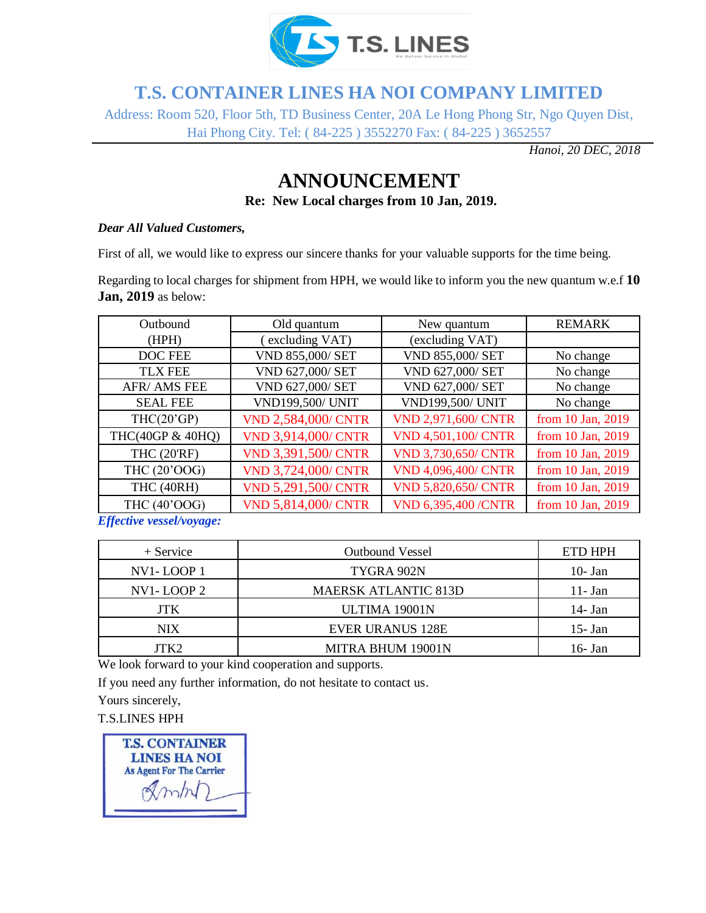T.S. LINES

# T.S. CONTAINER LINES HA NOI COMPANY LIMITED

Address: Room 520, Floor 5th, TD Business Center, 20A Le Hong Phong Str, Ngo Quyen Dist, Hai Phong City. Tel: ( 84-225 ) 3552270 Fax: ( 84-225 ) 3652557

*Hanoi, 20 DEC, 2018*

# ANNOUNCEMENT

**Re: New Local charges from 10 Jan, 2019.**

***Dear All Valued Customers,***

First of all, we would like to express our sincere thanks for your valuable supports for the time being.

Regarding to local charges for shipment from HPH, we would like to inform you the new quantum w.e.f **10 Jan, 2019** as below:

| Outbound (HPH) | Old quantum ( excluding VAT) | New quantum (excluding VAT) | REMARK |
|---|---|---|---|
| DOC FEE | VND 855,000/ SET | VND 855,000/ SET | No change |
| TLX FEE | VND 627,000/ SET | VND 627,000/ SET | No change |
| AFR/ AMS FEE | VND 627,000/ SET | VND 627,000/ SET | No change |
| SEAL FEE | VND199,500/ UNIT | VND199,500/ UNIT | No change |
| THC(20'GP) | VND 2,584,000/ CNTR | VND 2,971,600/ CNTR | from 10 Jan, 2019 |
| THC(40GP & 40HQ) | VND 3,914,000/ CNTR | VND 4,501,100/ CNTR | from 10 Jan, 2019 |
| THC (20'RF) | VND 3,391,500/ CNTR | VND 3,730,650/ CNTR | from 10 Jan, 2019 |
| THC (20'OOG) | VND 3,724,000/ CNTR | VND 4,096,400/ CNTR | from 10 Jan, 2019 |
| THC (40RH) | VND 5,291,500/ CNTR | VND 5,820,650/ CNTR | from 10 Jan, 2019 |
| THC (40'OOG) | VND 5,814,000/ CNTR | VND 6,395,400 /CNTR | from 10 Jan, 2019 |

***Effective vessel/voyage:***

| + Service | Outbound Vessel | ETD HPH |
|---|---|---|
| NV1- LOOP 1 | TYGRA 902N | 10- Jan |
| NV1- LOOP 2 | MAERSK ATLANTIC 813D | 11- Jan |
| JTK | ULTIMA 19001N | 14- Jan |
| NIX | EVER URANUS 128E | 15- Jan |
| JTK2 | MITRA BHUM 19001N | 16- Jan |

We look forward to your kind cooperation and supports.

If you need any further information, do not hesitate to contact us.

Yours sincerely,

T.S.LINES HPH

T.S. CONTAINER LINES HA NOI
As Agent For The Carrier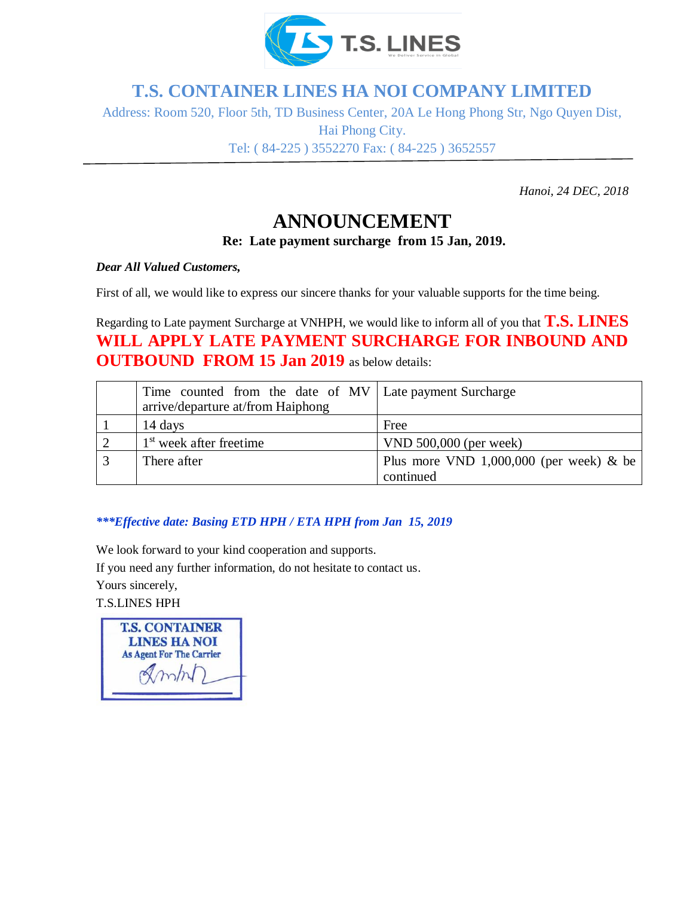T.S. LINES

We Deliver Service In Global

# T.S. CONTAINER LINES HA NOI COMPANY LIMITED

Address: Room 520, Floor 5th, TD Business Center, 20A Le Hong Phong Str, Ngo Quyen Dist, Hai Phong City.

Tel: ( 84-225 ) 3552270 Fax: ( 84-225 ) 3652557

*Hanoi, 24 DEC, 2018*

## ANNOUNCEMENT

**Re: Late payment surcharge from 15 Jan, 2019.**

***Dear All Valued Customers,***

First of all, we would like to express our sincere thanks for your valuable supports for the time being.

Regarding to Late payment Surcharge at VNHPH, we would like to inform all of you that **T.S. LINES WILL APPLY LATE PAYMENT SURCHARGE FOR INBOUND AND OUTBOUND FROM 15 Jan 2019** as below details:

| | Time counted from the date of MV arrive/departure at/from Haiphong | Late payment Surcharge |
|---|---|---|
| 1 | 14 days | Free |
| 2 | 1st week after freetime | VND 500,000 (per week) |
| 3 | There after | Plus more VND 1,000,000 (per week) & be continued |

***\*\*\*Effective date: Basing ETD HPH / ETA HPH from Jan 15, 2019***

We look forward to your kind cooperation and supports.

If you need any further information, do not hesitate to contact us.

Yours sincerely,

T.S.LINES HPH

T.S. CONTAINER LINES HA NOI
As Agent For The Carrier